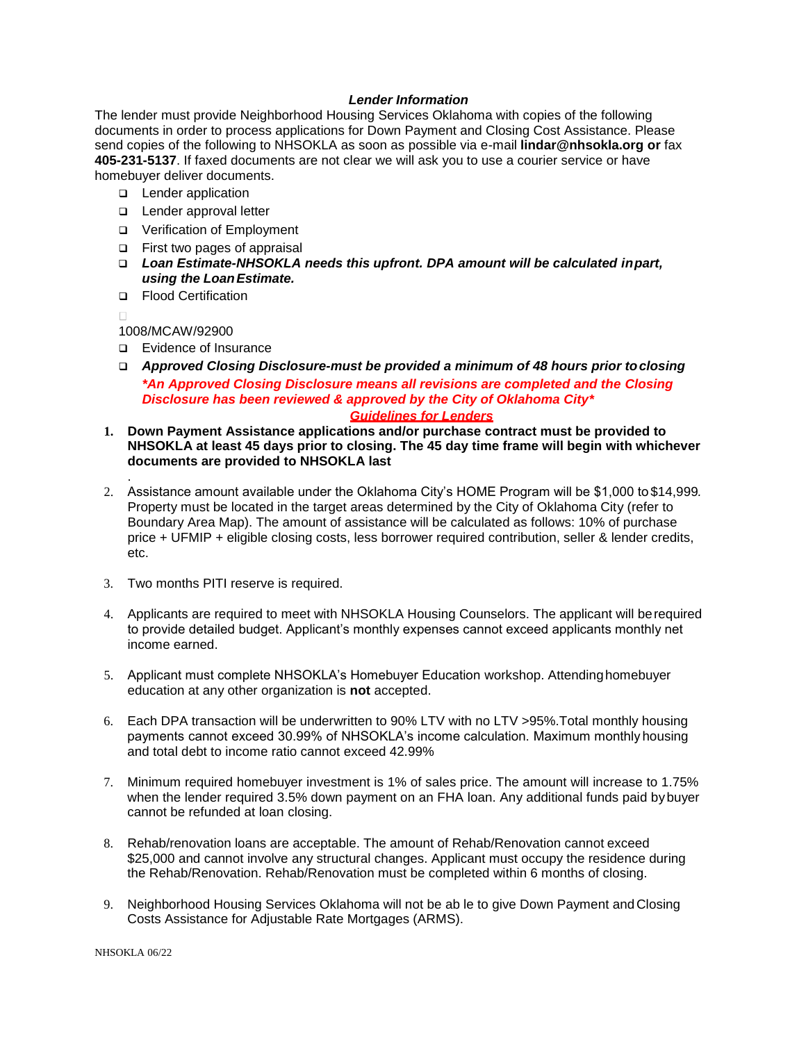***Lender Information***

The lender must provide Neighborhood Housing Services Oklahoma with copies of the following documents in order to process applications for Down Payment and Closing Cost Assistance. Please send copies of the following to NHSOKLA as soon as possible via e-mail **lindar@nhsokla.org or** fax **405-231-5137**. If faxed documents are not clear we will ask you to use a courier service or have homebuyer deliver documents.

- ❑ Lender application
- ❑ Lender approval letter
- ❑ Verification of Employment
- ❑ First two pages of appraisal
- ❑ ***Loan Estimate-NHSOKLA needs this upfront. DPA amount will be calculated in part, using the Loan Estimate.***
- ❑ Flood Certification
- ❑ 1008/MCAW/92900
- ❑ Evidence of Insurance
- ❑ ***Approved Closing Disclosure-must be provided a minimum of 48 hours prior to closing***
  ****An Approved Closing Disclosure means all revisions are completed and the Closing Disclosure has been reviewed & approved by the City of Oklahoma City****

***Guidelines for Lenders***

1. **Down Payment Assistance applications and/or purchase contract must be provided to NHSOKLA at least 45 days prior to closing. The 45 day time frame will begin with whichever documents are provided to NHSOKLA last**
   .
2. Assistance amount available under the Oklahoma City's HOME Program will be $1,000 to $14,999. Property must be located in the target areas determined by the City of Oklahoma City (refer to Boundary Area Map). The amount of assistance will be calculated as follows: 10% of purchase price + UFMIP + eligible closing costs, less borrower required contribution, seller & lender credits, etc.
3. Two months PITI reserve is required.
4. Applicants are required to meet with NHSOKLA Housing Counselors. The applicant will be required to provide detailed budget. Applicant's monthly expenses cannot exceed applicants monthly net income earned.
5. Applicant must complete NHSOKLA's Homebuyer Education workshop. Attending homebuyer education at any other organization is **not** accepted.
6. Each DPA transaction will be underwritten to 90% LTV with no LTV >95%.Total monthly housing payments cannot exceed 30.99% of NHSOKLA's income calculation. Maximum monthly housing and total debt to income ratio cannot exceed 42.99%
7. Minimum required homebuyer investment is 1% of sales price. The amount will increase to 1.75% when the lender required 3.5% down payment on an FHA loan. Any additional funds paid by buyer cannot be refunded at loan closing.
8. Rehab/renovation loans are acceptable. The amount of Rehab/Renovation cannot exceed $25,000 and cannot involve any structural changes. Applicant must occupy the residence during the Rehab/Renovation. Rehab/Renovation must be completed within 6 months of closing.
9. Neighborhood Housing Services Oklahoma will not be ab le to give Down Payment and Closing Costs Assistance for Adjustable Rate Mortgages (ARMS).

NHSOKLA 06/22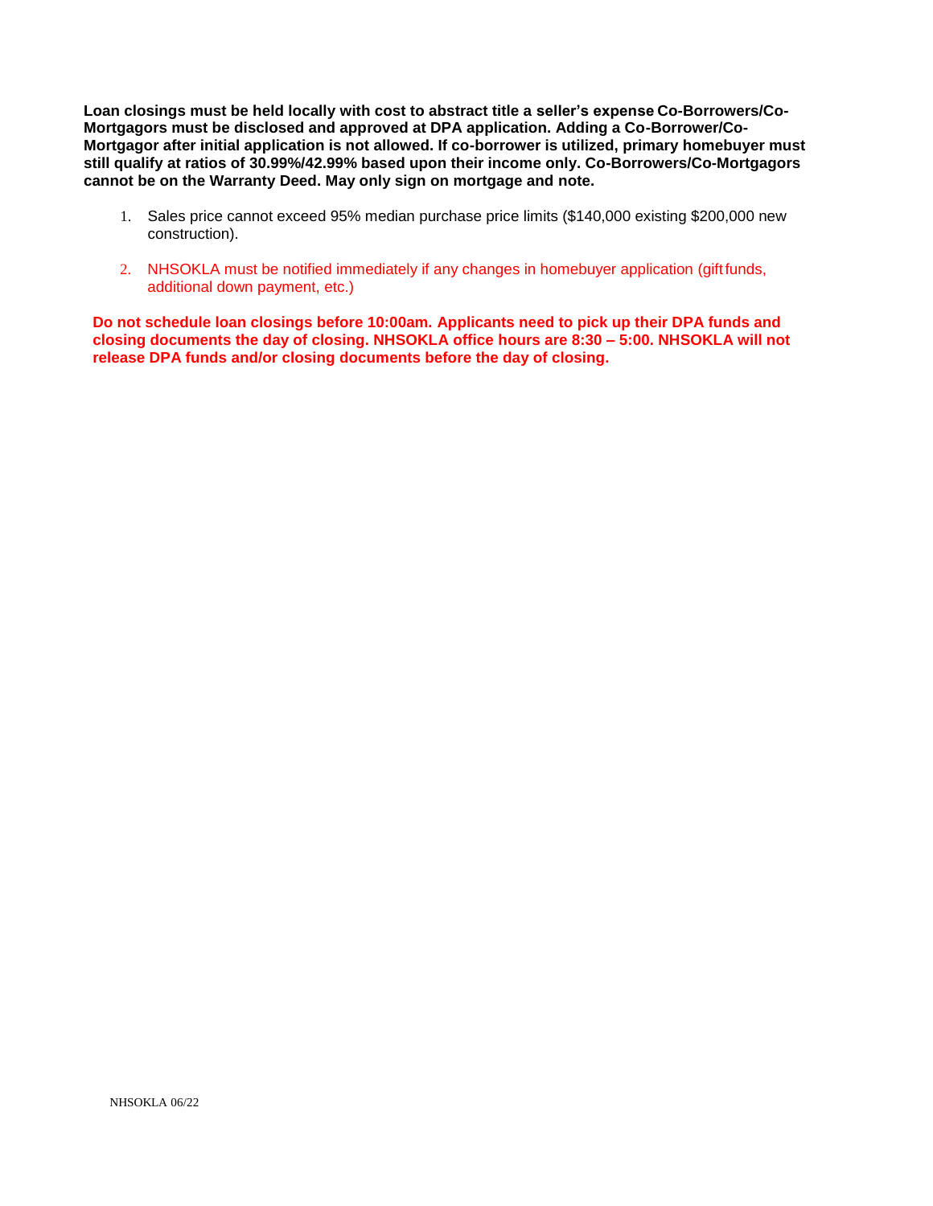**Loan closings must be held locally with cost to abstract title a seller's expense Co-Borrowers/Co-Mortgagors must be disclosed and approved at DPA application. Adding a Co-Borrower/Co-Mortgagor after initial application is not allowed. If co-borrower is utilized, primary homebuyer must still qualify at ratios of 30.99%/42.99% based upon their income only. Co-Borrowers/Co-Mortgagors cannot be on the Warranty Deed. May only sign on mortgage and note.**

1. Sales price cannot exceed 95% median purchase price limits ($140,000 existing $200,000 new construction).

2. NHSOKLA must be notified immediately if any changes in homebuyer application (gift funds, additional down payment, etc.)

**Do not schedule loan closings before 10:00am. Applicants need to pick up their DPA funds and closing documents the day of closing. NHSOKLA office hours are 8:30 – 5:00. NHSOKLA will not release DPA funds and/or closing documents before the day of closing.**

NHSOKLA 06/22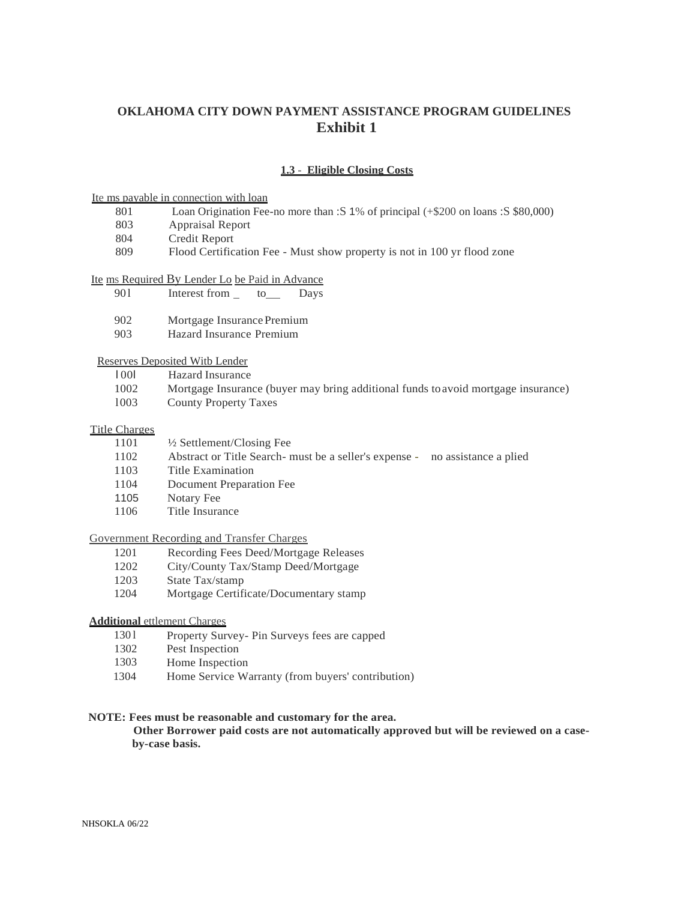# OKLAHOMA CITY DOWN PAYMENT ASSISTANCE PROGRAM GUIDELINES
## Exhibit 1

### 1.3 - Eligible Closing Costs

Ite ms payable in connection with loan

| | |
|---|---|
| 801 | Loan Origination Fee-no more than :S 1% of principal (+$200 on loans :S $80,000) |
| 803 | Appraisal Report |
| 804 | Credit Report |
| 809 | Flood Certification Fee - Must show property is not in 100 yr flood zone |

Ite ms Required By Lender Lo be Paid in Advance

| | |
|---|---|
| 901 | Interest from _ to__ Days |
| 902 | Mortgage Insurance Premium |
| 903 | Hazard Insurance Premium |

Reserves Deposited Witb Lender

| | |
|---|---|
| l00l | Hazard Insurance |
| 1002 | Mortgage Insurance (buyer may bring additional funds to avoid mortgage insurance) |
| 1003 | County Property Taxes |

Title Charges

| | |
|---|---|
| 1101 | ½ Settlement/Closing Fee |
| 1102 | Abstract or Title Search- must be a seller's expense - no assistance a plied |
| 1103 | Title Examination |
| 1104 | Document Preparation Fee |
| 1105 | Notary Fee |
| 1106 | Title Insurance |

Government Recording and Transfer Charges

| | |
|---|---|
| 1201 | Recording Fees Deed/Mortgage Releases |
| 1202 | City/County Tax/Stamp Deed/Mortgage |
| 1203 | State Tax/stamp |
| 1204 | Mortgage Certificate/Documentary stamp |

**Additional** ettlement Charges

| | |
|---|---|
| 1301 | Property Survey- Pin Surveys fees are capped |
| 1302 | Pest Inspection |
| 1303 | Home Inspection |
| 1304 | Home Service Warranty (from buyers' contribution) |

**NOTE: Fees must be reasonable and customary for the area.**
**Other Borrower paid costs are not automatically approved but will be reviewed on a case-by-case basis.**

NHSOKLA 06/22